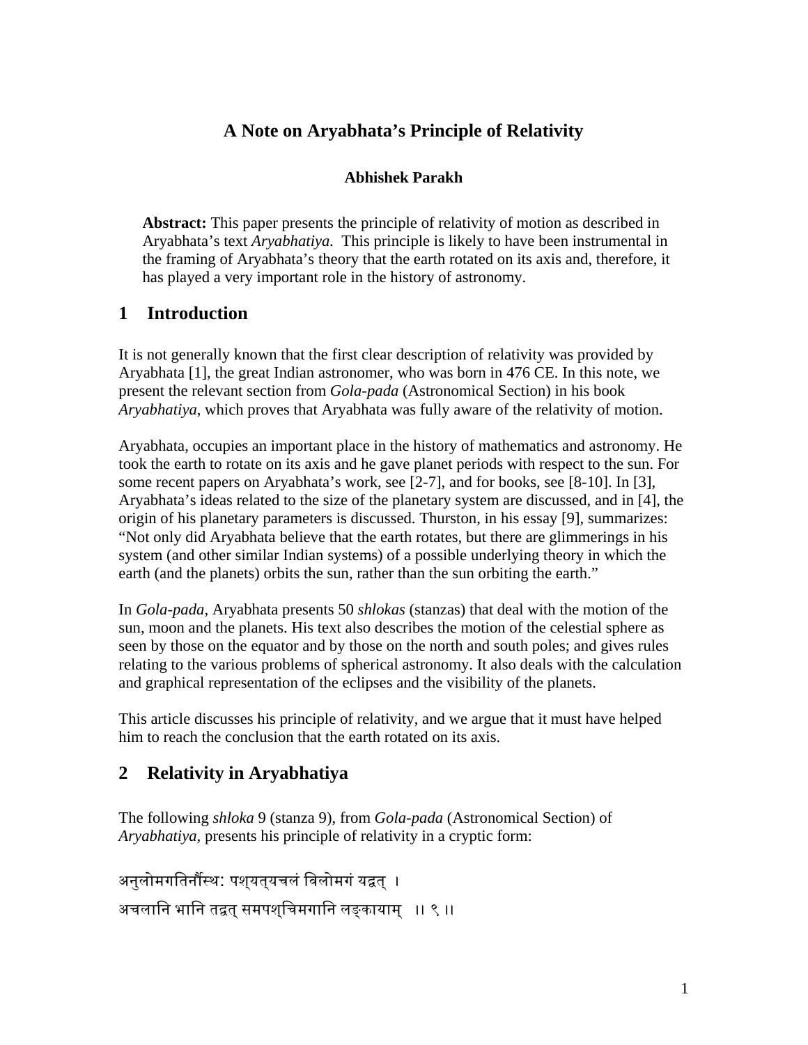# A Note on Aryabhata's Principle of Relativity

**Abhishek Parakh**

> **Abstract:** This paper presents the principle of relativity of motion as described in Aryabhata's text *Aryabhatiya.* This principle is likely to have been instrumental in the framing of Aryabhata's theory that the earth rotated on its axis and, therefore, it has played a very important role in the history of astronomy.

## 1 Introduction

It is not generally known that the first clear description of relativity was provided by Aryabhata [1], the great Indian astronomer, who was born in 476 CE. In this note, we present the relevant section from *Gola-pada* (Astronomical Section) in his book *Aryabhatiya*, which proves that Aryabhata was fully aware of the relativity of motion.

Aryabhata, occupies an important place in the history of mathematics and astronomy. He took the earth to rotate on its axis and he gave planet periods with respect to the sun. For some recent papers on Aryabhata's work, see [2-7], and for books, see [8-10]. In [3], Aryabhata's ideas related to the size of the planetary system are discussed, and in [4], the origin of his planetary parameters is discussed. Thurston, in his essay [9], summarizes: "Not only did Aryabhata believe that the earth rotates, but there are glimmerings in his system (and other similar Indian systems) of a possible underlying theory in which the earth (and the planets) orbits the sun, rather than the sun orbiting the earth."

In *Gola-pada*, Aryabhata presents 50 *shlokas* (stanzas) that deal with the motion of the sun, moon and the planets. His text also describes the motion of the celestial sphere as seen by those on the equator and by those on the north and south poles; and gives rules relating to the various problems of spherical astronomy. It also deals with the calculation and graphical representation of the eclipses and the visibility of the planets.

This article discusses his principle of relativity, and we argue that it must have helped him to reach the conclusion that the earth rotated on its axis.

## 2 Relativity in Aryabhatiya

The following *shloka* 9 (stanza 9), from *Gola-pada* (Astronomical Section) of *Aryabhatiya,* presents his principle of relativity in a cryptic form:

अनुलोमगतिर्नौस्थ: पश्यत्यचलं विलोमगं यद्वत् ।
अचलानि भानि तद्वत् समपश्चिमगानि लङ्कायाम् ।। ९ ।।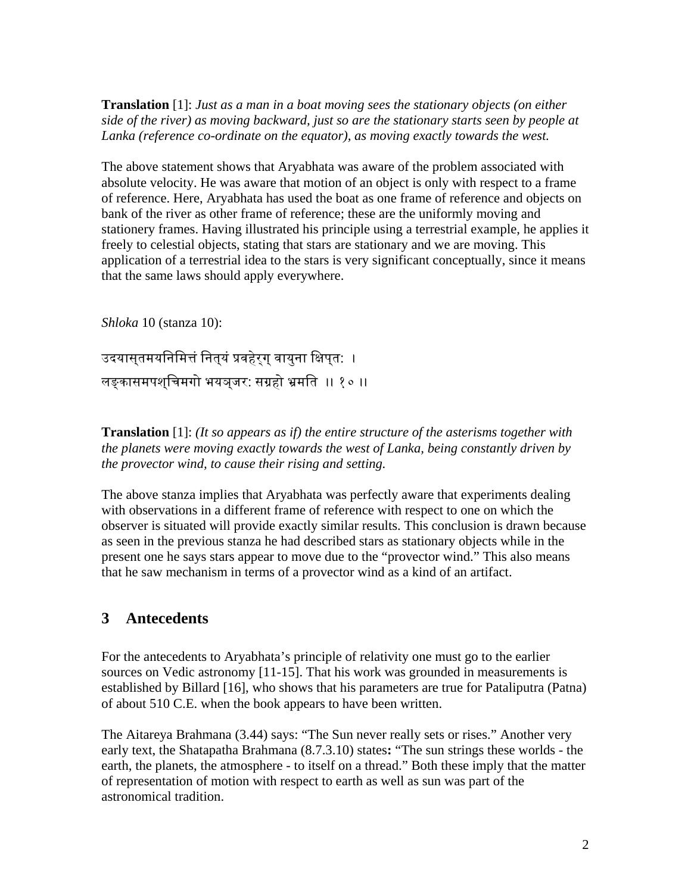**Translation** [1]: *Just as a man in a boat moving sees the stationary objects (on either side of the river) as moving backward, just so are the stationary starts seen by people at Lanka (reference co-ordinate on the equator), as moving exactly towards the west.*

The above statement shows that Aryabhata was aware of the problem associated with absolute velocity. He was aware that motion of an object is only with respect to a frame of reference. Here, Aryabhata has used the boat as one frame of reference and objects on bank of the river as other frame of reference; these are the uniformly moving and stationery frames. Having illustrated his principle using a terrestrial example, he applies it freely to celestial objects, stating that stars are stationary and we are moving. This application of a terrestrial idea to the stars is very significant conceptually, since it means that the same laws should apply everywhere.

*Shloka* 10 (stanza 10):

उदयास्तमयनिमित्तं नित्यं प्रवहेर्ण् वायुना क्षिप्तः ।
लङ्कासमपश्चिमगो भपञ्जरः सग्रहो भ्रमति ।। १० ।।

**Translation** [1]: *(It so appears as if) the entire structure of the asterisms together with the planets were moving exactly towards the west of Lanka, being constantly driven by the provector wind, to cause their rising and setting.*

The above stanza implies that Aryabhata was perfectly aware that experiments dealing with observations in a different frame of reference with respect to one on which the observer is situated will provide exactly similar results. This conclusion is drawn because as seen in the previous stanza he had described stars as stationary objects while in the present one he says stars appear to move due to the "provector wind." This also means that he saw mechanism in terms of a provector wind as a kind of an artifact.

## 3 Antecedents

For the antecedents to Aryabhata's principle of relativity one must go to the earlier sources on Vedic astronomy [11-15]. That his work was grounded in measurements is established by Billard [16], who shows that his parameters are true for Pataliputra (Patna) of about 510 C.E. when the book appears to have been written.

The Aitareya Brahmana (3.44) says: "The Sun never really sets or rises." Another very early text, the Shatapatha Brahmana (8.7.3.10) states**:** "The sun strings these worlds - the earth, the planets, the atmosphere - to itself on a thread." Both these imply that the matter of representation of motion with respect to earth as well as sun was part of the astronomical tradition.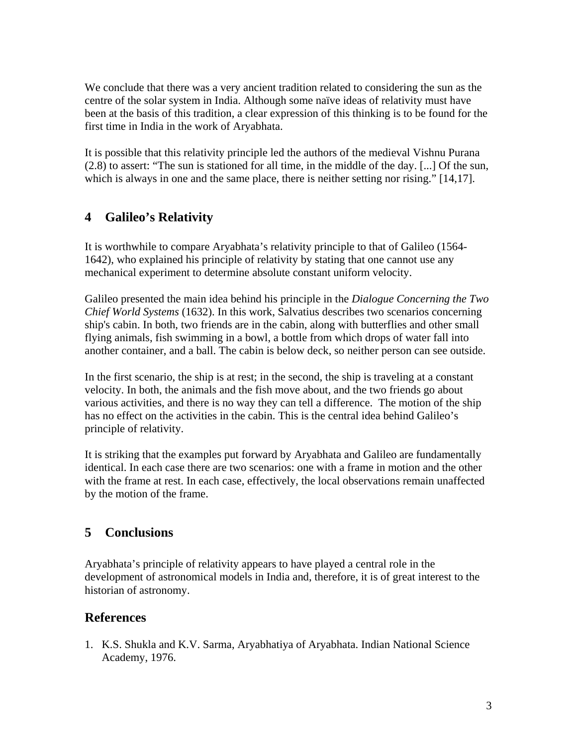We conclude that there was a very ancient tradition related to considering the sun as the centre of the solar system in India. Although some naïve ideas of relativity must have been at the basis of this tradition, a clear expression of this thinking is to be found for the first time in India in the work of Aryabhata.

It is possible that this relativity principle led the authors of the medieval Vishnu Purana (2.8) to assert: "The sun is stationed for all time, in the middle of the day. [...] Of the sun, which is always in one and the same place, there is neither setting nor rising." [14,17].

## 4 Galileo's Relativity

It is worthwhile to compare Aryabhata's relativity principle to that of Galileo (1564-1642), who explained his principle of relativity by stating that one cannot use any mechanical experiment to determine absolute constant uniform velocity.

Galileo presented the main idea behind his principle in the *Dialogue Concerning the Two Chief World Systems* (1632). In this work, Salvatius describes two scenarios concerning ship's cabin. In both, two friends are in the cabin, along with butterflies and other small flying animals, fish swimming in a bowl, a bottle from which drops of water fall into another container, and a ball. The cabin is below deck, so neither person can see outside.

In the first scenario, the ship is at rest; in the second, the ship is traveling at a constant velocity. In both, the animals and the fish move about, and the two friends go about various activities, and there is no way they can tell a difference. The motion of the ship has no effect on the activities in the cabin. This is the central idea behind Galileo's principle of relativity.

It is striking that the examples put forward by Aryabhata and Galileo are fundamentally identical. In each case there are two scenarios: one with a frame in motion and the other with the frame at rest. In each case, effectively, the local observations remain unaffected by the motion of the frame.

## 5 Conclusions

Aryabhata's principle of relativity appears to have played a central role in the development of astronomical models in India and, therefore, it is of great interest to the historian of astronomy.

## References

1. K.S. Shukla and K.V. Sarma, Aryabhatiya of Aryabhata. Indian National Science Academy, 1976.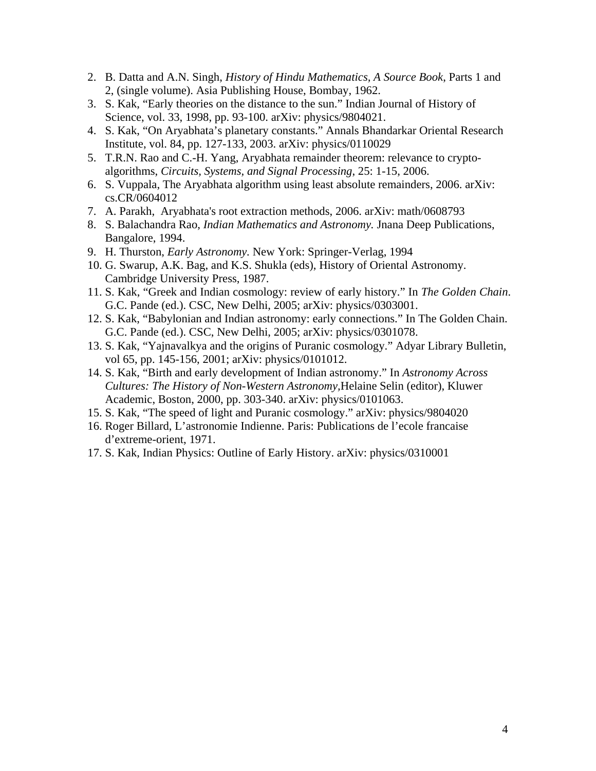2. B. Datta and A.N. Singh, *History of Hindu Mathematics, A Source Book*, Parts 1 and 2, (single volume). Asia Publishing House, Bombay, 1962.
3. S. Kak, "Early theories on the distance to the sun." Indian Journal of History of Science, vol. 33, 1998, pp. 93-100. arXiv: physics/9804021.
4. S. Kak, "On Aryabhata's planetary constants." Annals Bhandarkar Oriental Research Institute, vol. 84, pp. 127-133, 2003. arXiv: physics/0110029
5. T.R.N. Rao and C.-H. Yang, Aryabhata remainder theorem: relevance to crypto-algorithms, *Circuits, Systems, and Signal Processing*, 25: 1-15, 2006.
6. S. Vuppala, The Aryabhata algorithm using least absolute remainders, 2006. arXiv: cs.CR/0604012
7. A. Parakh, Aryabhata's root extraction methods, 2006. arXiv: math/0608793
8. S. Balachandra Rao, *Indian Mathematics and Astronomy.* Jnana Deep Publications, Bangalore, 1994.
9. H. Thurston, *Early Astronomy*. New York: Springer-Verlag, 1994
10. G. Swarup, A.K. Bag, and K.S. Shukla (eds), History of Oriental Astronomy. Cambridge University Press, 1987.
11. S. Kak, "Greek and Indian cosmology: review of early history." In *The Golden Chain*. G.C. Pande (ed.). CSC, New Delhi, 2005; arXiv: physics/0303001.
12. S. Kak, "Babylonian and Indian astronomy: early connections." In The Golden Chain. G.C. Pande (ed.). CSC, New Delhi, 2005; arXiv: physics/0301078.
13. S. Kak, "Yajnavalkya and the origins of Puranic cosmology." Adyar Library Bulletin, vol 65, pp. 145-156, 2001; arXiv: physics/0101012.
14. S. Kak, "Birth and early development of Indian astronomy." In *Astronomy Across Cultures: The History of Non-Western Astronomy,*Helaine Selin (editor), Kluwer Academic, Boston, 2000, pp. 303-340. arXiv: physics/0101063.
15. S. Kak, "The speed of light and Puranic cosmology." arXiv: physics/9804020
16. Roger Billard, L'astronomie Indienne. Paris: Publications de l'ecole francaise d'extreme-orient, 1971.
17. S. Kak, Indian Physics: Outline of Early History. arXiv: physics/0310001